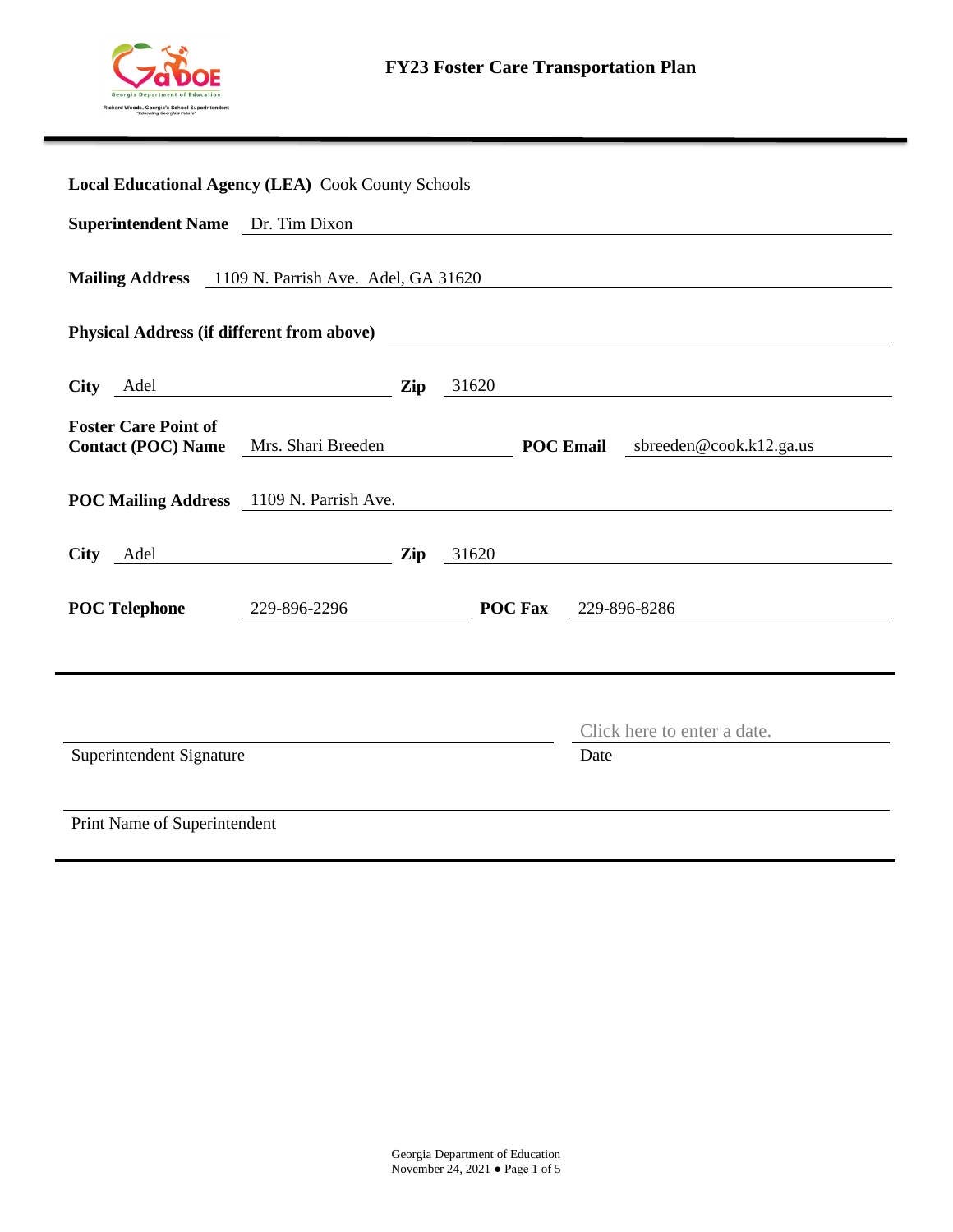# FY23 Foster Care Transportation Plan

**Local Educational Agency (LEA)** Cook County Schools

**Superintendent Name** Dr. Tim Dixon

**Mailing Address** 1109 N. Parrish Ave. Adel, GA 31620

**Physical Address (if different from above)**

**City** Adel **Zip** 31620

**Foster Care Point of Contact (POC) Name** Mrs. Shari Breeden **POC Email** sbreeden@cook.k12.ga.us

**POC Mailing Address** 1109 N. Parrish Ave.

**City** Adel **Zip** 31620

**POC Telephone** 229-896-2296 **POC Fax** 229-896-8286

---

Superintendent Signature

Date: Click here to enter a date.

Print Name of Superintendent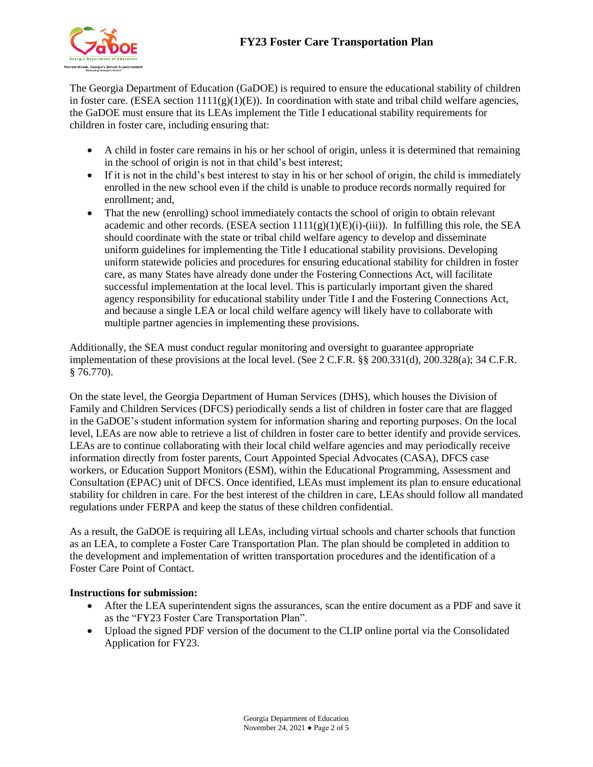# FY23 Foster Care Transportation Plan

The Georgia Department of Education (GaDOE) is required to ensure the educational stability of children in foster care. (ESEA section 1111(g)(1)(E)). In coordination with state and tribal child welfare agencies, the GaDOE must ensure that its LEAs implement the Title I educational stability requirements for children in foster care, including ensuring that:

- A child in foster care remains in his or her school of origin, unless it is determined that remaining in the school of origin is not in that child's best interest;
- If it is not in the child's best interest to stay in his or her school of origin, the child is immediately enrolled in the new school even if the child is unable to produce records normally required for enrollment; and,
- That the new (enrolling) school immediately contacts the school of origin to obtain relevant academic and other records. (ESEA section 1111(g)(1)(E)(i)-(iii)). In fulfilling this role, the SEA should coordinate with the state or tribal child welfare agency to develop and disseminate uniform guidelines for implementing the Title I educational stability provisions. Developing uniform statewide policies and procedures for ensuring educational stability for children in foster care, as many States have already done under the Fostering Connections Act, will facilitate successful implementation at the local level. This is particularly important given the shared agency responsibility for educational stability under Title I and the Fostering Connections Act, and because a single LEA or local child welfare agency will likely have to collaborate with multiple partner agencies in implementing these provisions.

Additionally, the SEA must conduct regular monitoring and oversight to guarantee appropriate implementation of these provisions at the local level. (See 2 C.F.R. §§ 200.331(d), 200.328(a); 34 C.F.R. § 76.770).

On the state level, the Georgia Department of Human Services (DHS), which houses the Division of Family and Children Services (DFCS) periodically sends a list of children in foster care that are flagged in the GaDOE's student information system for information sharing and reporting purposes. On the local level, LEAs are now able to retrieve a list of children in foster care to better identify and provide services. LEAs are to continue collaborating with their local child welfare agencies and may periodically receive information directly from foster parents, Court Appointed Special Advocates (CASA), DFCS case workers, or Education Support Monitors (ESM), within the Educational Programming, Assessment and Consultation (EPAC) unit of DFCS. Once identified, LEAs must implement its plan to ensure educational stability for children in care. For the best interest of the children in care, LEAs should follow all mandated regulations under FERPA and keep the status of these children confidential.

As a result, the GaDOE is requiring all LEAs, including virtual schools and charter schools that function as an LEA, to complete a Foster Care Transportation Plan. The plan should be completed in addition to the development and implementation of written transportation procedures and the identification of a Foster Care Point of Contact.

**Instructions for submission:**

- After the LEA superintendent signs the assurances, scan the entire document as a PDF and save it as the "FY23 Foster Care Transportation Plan".
- Upload the signed PDF version of the document to the CLIP online portal via the Consolidated Application for FY23.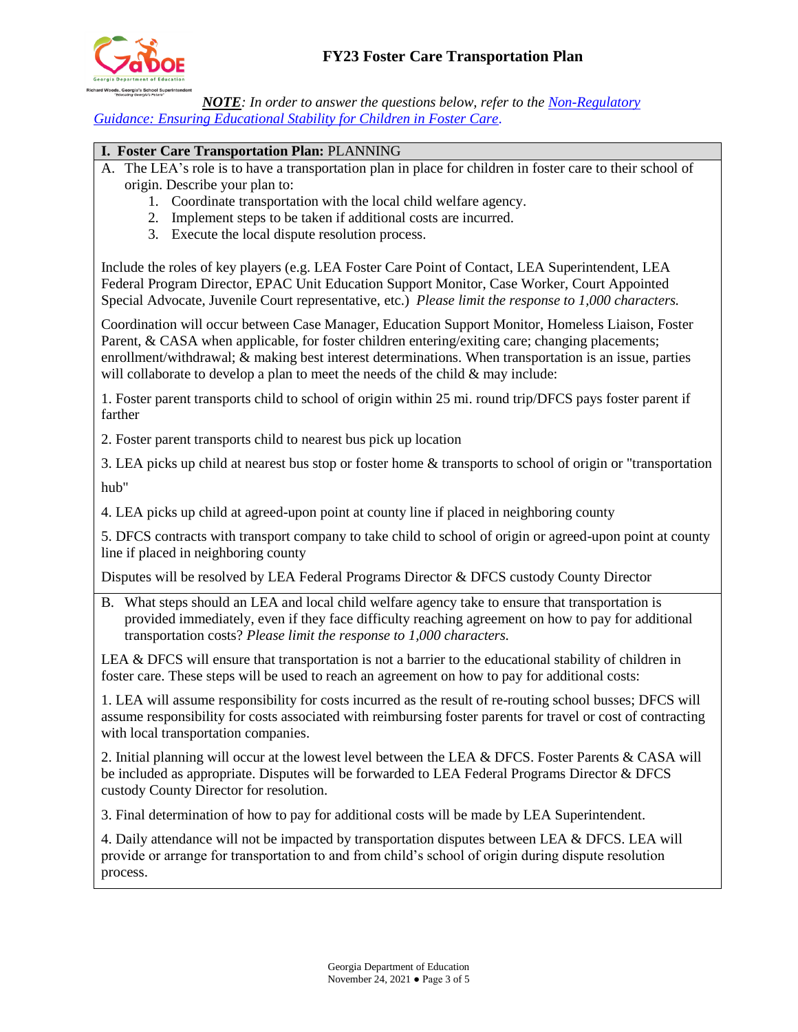# FY23 Foster Care Transportation Plan

***NOTE**: In order to answer the questions below, refer to the Non-Regulatory Guidance: Ensuring Educational Stability for Children in Foster Care.*

## I. Foster Care Transportation Plan: PLANNING

A. The LEA's role is to have a transportation plan in place for children in foster care to their school of origin. Describe your plan to:

1. Coordinate transportation with the local child welfare agency.
2. Implement steps to be taken if additional costs are incurred.
3. Execute the local dispute resolution process.

Include the roles of key players (e.g. LEA Foster Care Point of Contact, LEA Superintendent, LEA Federal Program Director, EPAC Unit Education Support Monitor, Case Worker, Court Appointed Special Advocate, Juvenile Court representative, etc.) *Please limit the response to 1,000 characters.*

Coordination will occur between Case Manager, Education Support Monitor, Homeless Liaison, Foster Parent, & CASA when applicable, for foster children entering/exiting care; changing placements; enrollment/withdrawal; & making best interest determinations. When transportation is an issue, parties will collaborate to develop a plan to meet the needs of the child & may include:

1. Foster parent transports child to school of origin within 25 mi. round trip/DFCS pays foster parent if farther

2. Foster parent transports child to nearest bus pick up location

3. LEA picks up child at nearest bus stop or foster home & transports to school of origin or "transportation hub"

4. LEA picks up child at agreed-upon point at county line if placed in neighboring county

5. DFCS contracts with transport company to take child to school of origin or agreed-upon point at county line if placed in neighboring county

Disputes will be resolved by LEA Federal Programs Director & DFCS custody County Director

B. What steps should an LEA and local child welfare agency take to ensure that transportation is provided immediately, even if they face difficulty reaching agreement on how to pay for additional transportation costs? *Please limit the response to 1,000 characters.*

LEA & DFCS will ensure that transportation is not a barrier to the educational stability of children in foster care. These steps will be used to reach an agreement on how to pay for additional costs:

1. LEA will assume responsibility for costs incurred as the result of re-routing school busses; DFCS will assume responsibility for costs associated with reimbursing foster parents for travel or cost of contracting with local transportation companies.

2. Initial planning will occur at the lowest level between the LEA & DFCS. Foster Parents & CASA will be included as appropriate. Disputes will be forwarded to LEA Federal Programs Director & DFCS custody County Director for resolution.

3. Final determination of how to pay for additional costs will be made by LEA Superintendent.

4. Daily attendance will not be impacted by transportation disputes between LEA & DFCS. LEA will provide or arrange for transportation to and from child's school of origin during dispute resolution process.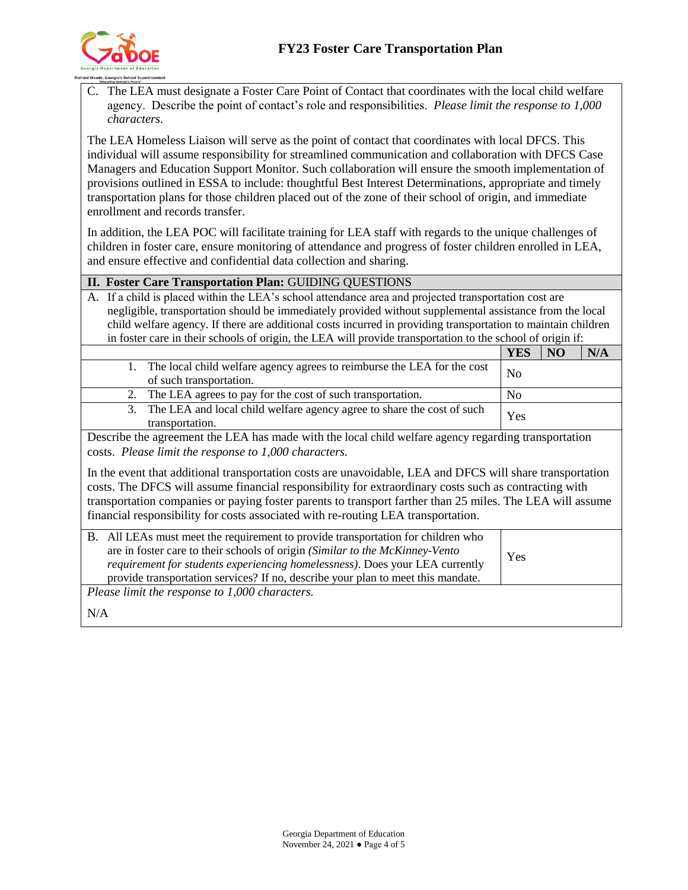C. The LEA must designate a Foster Care Point of Contact that coordinates with the local child welfare agency. Describe the point of contact's role and responsibilities. *Please limit the response to 1,000 characters.*

The LEA Homeless Liaison will serve as the point of contact that coordinates with local DFCS. This individual will assume responsibility for streamlined communication and collaboration with DFCS Case Managers and Education Support Monitor. Such collaboration will ensure the smooth implementation of provisions outlined in ESSA to include: thoughtful Best Interest Determinations, appropriate and timely transportation plans for those children placed out of the zone of their school of origin, and immediate enrollment and records transfer.

In addition, the LEA POC will facilitate training for LEA staff with regards to the unique challenges of children in foster care, ensure monitoring of attendance and progress of foster children enrolled in LEA, and ensure effective and confidential data collection and sharing.

## II. Foster Care Transportation Plan: GUIDING QUESTIONS

A. If a child is placed within the LEA's school attendance area and projected transportation cost are negligible, transportation should be immediately provided without supplemental assistance from the local child welfare agency. If there are additional costs incurred in providing transportation to maintain children in foster care in their schools of origin, the LEA will provide transportation to the school of origin if:

| | YES | NO | N/A |
|---|---|---|---|
| 1. The local child welfare agency agrees to reimburse the LEA for the cost of such transportation. | No | | |
| 2. The LEA agrees to pay for the cost of such transportation. | No | | |
| 3. The LEA and local child welfare agency agree to share the cost of such transportation. | Yes | | |

Describe the agreement the LEA has made with the local child welfare agency regarding transportation costs. *Please limit the response to 1,000 characters.*

In the event that additional transportation costs are unavoidable, LEA and DFCS will share transportation costs. The DFCS will assume financial responsibility for extraordinary costs such as contracting with transportation companies or paying foster parents to transport farther than 25 miles. The LEA will assume financial responsibility for costs associated with re-routing LEA transportation.

| | |
|---|---|
| B. All LEAs must meet the requirement to provide transportation for children who are in foster care to their schools of origin *(Similar to the McKinney-Vento requirement for students experiencing homelessness)*. Does your LEA currently provide transportation services? If no, describe your plan to meet this mandate. | Yes |

*Please limit the response to 1,000 characters.*

N/A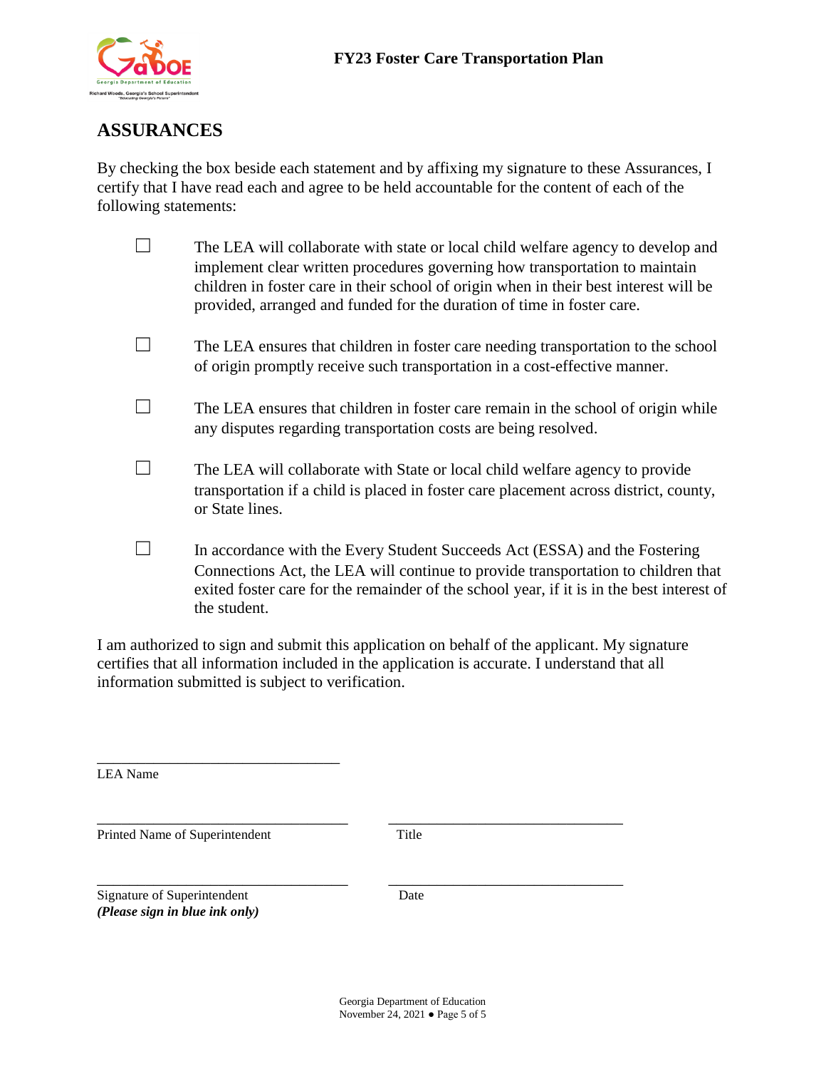# ASSURANCES

By checking the box beside each statement and by affixing my signature to these Assurances, I certify that I have read each and agree to be held accountable for the content of each of the following statements:

- ☐ The LEA will collaborate with state or local child welfare agency to develop and implement clear written procedures governing how transportation to maintain children in foster care in their school of origin when in their best interest will be provided, arranged and funded for the duration of time in foster care.
- ☐ The LEA ensures that children in foster care needing transportation to the school of origin promptly receive such transportation in a cost-effective manner.
- ☐ The LEA ensures that children in foster care remain in the school of origin while any disputes regarding transportation costs are being resolved.
- ☐ The LEA will collaborate with State or local child welfare agency to provide transportation if a child is placed in foster care placement across district, county, or State lines.
- ☐ In accordance with the Every Student Succeeds Act (ESSA) and the Fostering Connections Act, the LEA will continue to provide transportation to children that exited foster care for the remainder of the school year, if it is in the best interest of the student.

I am authorized to sign and submit this application on behalf of the applicant. My signature certifies that all information included in the application is accurate. I understand that all information submitted is subject to verification.

________________________________
LEA Name

________________________________ ________________________________
Printed Name of Superintendent Title

________________________________ ________________________________
Signature of Superintendent Date
***(Please sign in blue ink only)***